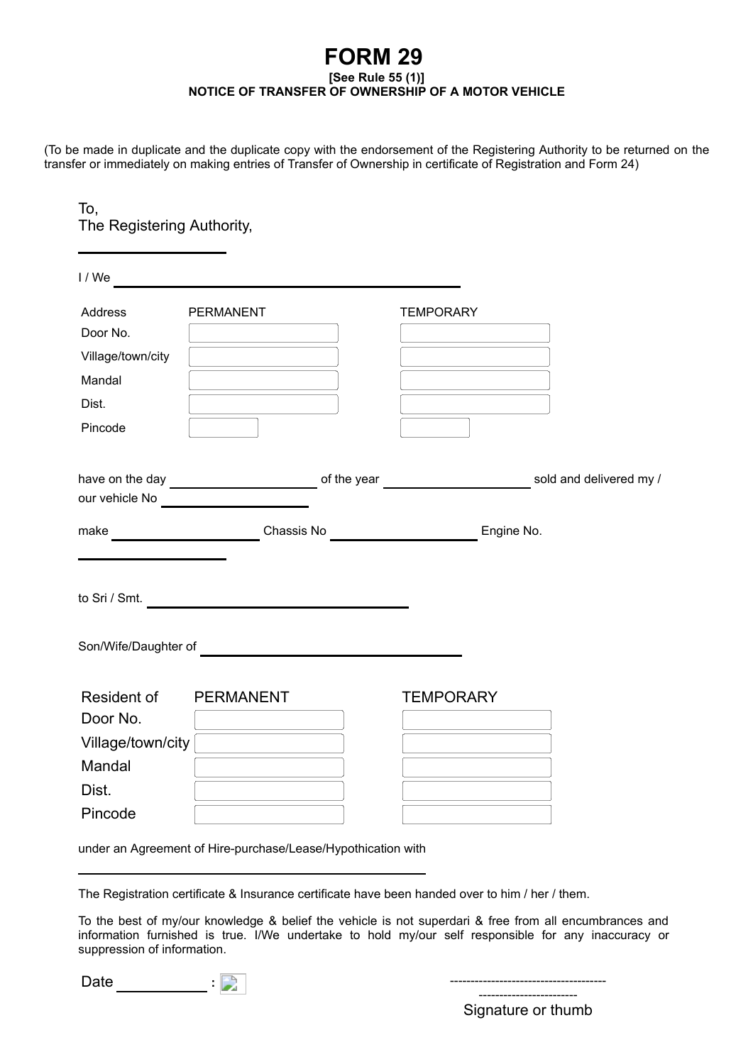# FORM 29

**[See Rule 55 (1)]**

**NOTICE OF TRANSFER OF OWNERSHIP OF A MOTOR VEHICLE**

(To be made in duplicate and the duplicate copy with the endorsement of the Registering Authority to be returned on the transfer or immediately on making entries of Transfer of Ownership in certificate of Registration and Form 24)

To,
The Registering Authority,

\_\_\_\_\_\_\_\_\_\_\_\_\_\_\_\_\_\_\_\_

I / We \_\_\_\_\_\_\_\_\_\_\_\_\_\_\_\_\_\_\_\_\_\_\_\_\_\_\_\_\_\_\_\_\_\_\_\_\_\_\_\_\_\_\_\_

| Address | PERMANENT | TEMPORARY |
|---|---|---|
| Door No. | | |
| Village/town/city | | |
| Mandal | | |
| Dist. | | |
| Pincode | | |

have on the day \_\_\_\_\_\_\_\_\_\_\_\_\_\_\_\_\_\_\_\_ of the year \_\_\_\_\_\_\_\_\_\_\_\_\_\_\_\_\_\_\_\_ sold and delivered my / our vehicle No \_\_\_\_\_\_\_\_\_\_\_\_\_\_\_\_\_\_

make \_\_\_\_\_\_\_\_\_\_\_\_\_\_\_\_\_\_\_\_ Chassis No \_\_\_\_\_\_\_\_\_\_\_\_\_\_\_\_\_\_\_\_ Engine No. \_\_\_\_\_\_\_\_\_\_\_\_\_\_\_\_\_\_\_\_

to Sri / Smt. \_\_\_\_\_\_\_\_\_\_\_\_\_\_\_\_\_\_\_\_\_\_\_\_\_\_\_\_\_\_\_\_\_\_\_\_

Son/Wife/Daughter of \_\_\_\_\_\_\_\_\_\_\_\_\_\_\_\_\_\_\_\_\_\_\_\_\_\_\_\_\_\_\_\_\_\_\_\_

| Resident of | PERMANENT | TEMPORARY |
|---|---|---|
| Door No. | | |
| Village/town/city | | |
| Mandal | | |
| Dist. | | |
| Pincode | | |

under an Agreement of Hire-purchase/Lease/Hypothication with

\_\_\_\_\_\_\_\_\_\_\_\_\_\_\_\_\_\_\_\_\_\_\_\_\_\_\_\_\_\_\_\_\_\_\_\_\_\_\_\_\_\_\_\_\_\_

The Registration certificate & Insurance certificate have been handed over to him / her / them.

To the best of my/our knowledge & belief the vehicle is not superdari & free from all encumbrances and information furnished is true. I/We undertake to hold my/our self responsible for any inaccuracy or suppression of information.

Date \_\_\_\_\_\_\_\_\_\_ :

Signature or thumb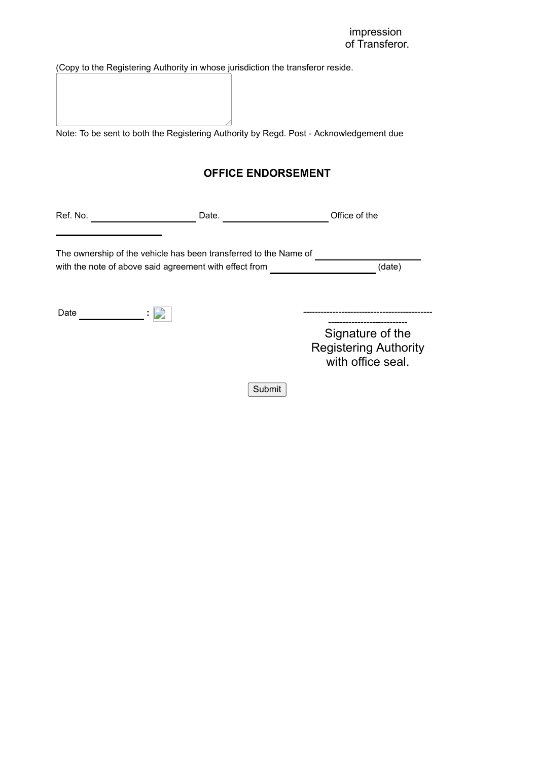impression
of Transferor.

(Copy to the Registering Authority in whose jurisdiction the transferor reside.

Note: To be sent to both the Registering Authority by Regd. Post - Acknowledgement due

## OFFICE ENDORSEMENT

Ref. No. ____________________ Date. ____________________ Office of the

____________________

The ownership of the vehicle has been transferred to the Name of ____________________
with the note of above said agreement with effect from ____________________ (date)

Date ____________ :

---------------------------------------------------------------------

Signature of the
Registering Authority
with office seal.

Submit